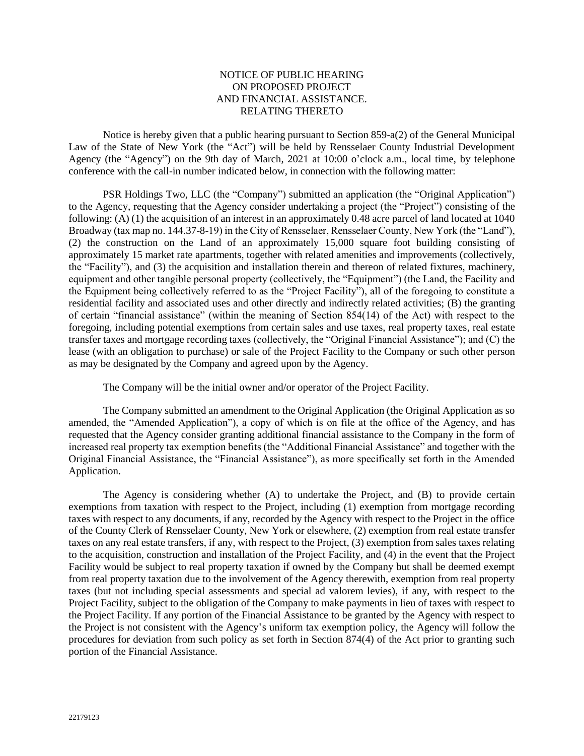# NOTICE OF PUBLIC HEARING ON PROPOSED PROJECT AND FINANCIAL ASSISTANCE. RELATING THERETO

Notice is hereby given that a public hearing pursuant to Section 859-a(2) of the General Municipal Law of the State of New York (the "Act") will be held by Rensselaer County Industrial Development Agency (the "Agency") on the 9th day of March, 2021 at 10:00 o'clock a.m., local time, by telephone conference with the call-in number indicated below, in connection with the following matter:

PSR Holdings Two, LLC (the "Company") submitted an application (the "Original Application") to the Agency, requesting that the Agency consider undertaking a project (the "Project") consisting of the following: (A) (1) the acquisition of an interest in an approximately 0.48 acre parcel of land located at 1040 Broadway (tax map no. 144.37-8-19) in the City of Rensselaer, Rensselaer County, New York (the "Land"), (2) the construction on the Land of an approximately 15,000 square foot building consisting of approximately 15 market rate apartments, together with related amenities and improvements (collectively, the "Facility"), and (3) the acquisition and installation therein and thereon of related fixtures, machinery, equipment and other tangible personal property (collectively, the "Equipment") (the Land, the Facility and the Equipment being collectively referred to as the "Project Facility"), all of the foregoing to constitute a residential facility and associated uses and other directly and indirectly related activities; (B) the granting of certain "financial assistance" (within the meaning of Section 854(14) of the Act) with respect to the foregoing, including potential exemptions from certain sales and use taxes, real property taxes, real estate transfer taxes and mortgage recording taxes (collectively, the "Original Financial Assistance"); and (C) the lease (with an obligation to purchase) or sale of the Project Facility to the Company or such other person as may be designated by the Company and agreed upon by the Agency.

The Company will be the initial owner and/or operator of the Project Facility.

The Company submitted an amendment to the Original Application (the Original Application as so amended, the "Amended Application"), a copy of which is on file at the office of the Agency, and has requested that the Agency consider granting additional financial assistance to the Company in the form of increased real property tax exemption benefits (the "Additional Financial Assistance" and together with the Original Financial Assistance, the "Financial Assistance"), as more specifically set forth in the Amended Application.

The Agency is considering whether (A) to undertake the Project, and (B) to provide certain exemptions from taxation with respect to the Project, including (1) exemption from mortgage recording taxes with respect to any documents, if any, recorded by the Agency with respect to the Project in the office of the County Clerk of Rensselaer County, New York or elsewhere, (2) exemption from real estate transfer taxes on any real estate transfers, if any, with respect to the Project, (3) exemption from sales taxes relating to the acquisition, construction and installation of the Project Facility, and (4) in the event that the Project Facility would be subject to real property taxation if owned by the Company but shall be deemed exempt from real property taxation due to the involvement of the Agency therewith, exemption from real property taxes (but not including special assessments and special ad valorem levies), if any, with respect to the Project Facility, subject to the obligation of the Company to make payments in lieu of taxes with respect to the Project Facility. If any portion of the Financial Assistance to be granted by the Agency with respect to the Project is not consistent with the Agency's uniform tax exemption policy, the Agency will follow the procedures for deviation from such policy as set forth in Section 874(4) of the Act prior to granting such portion of the Financial Assistance.

22179123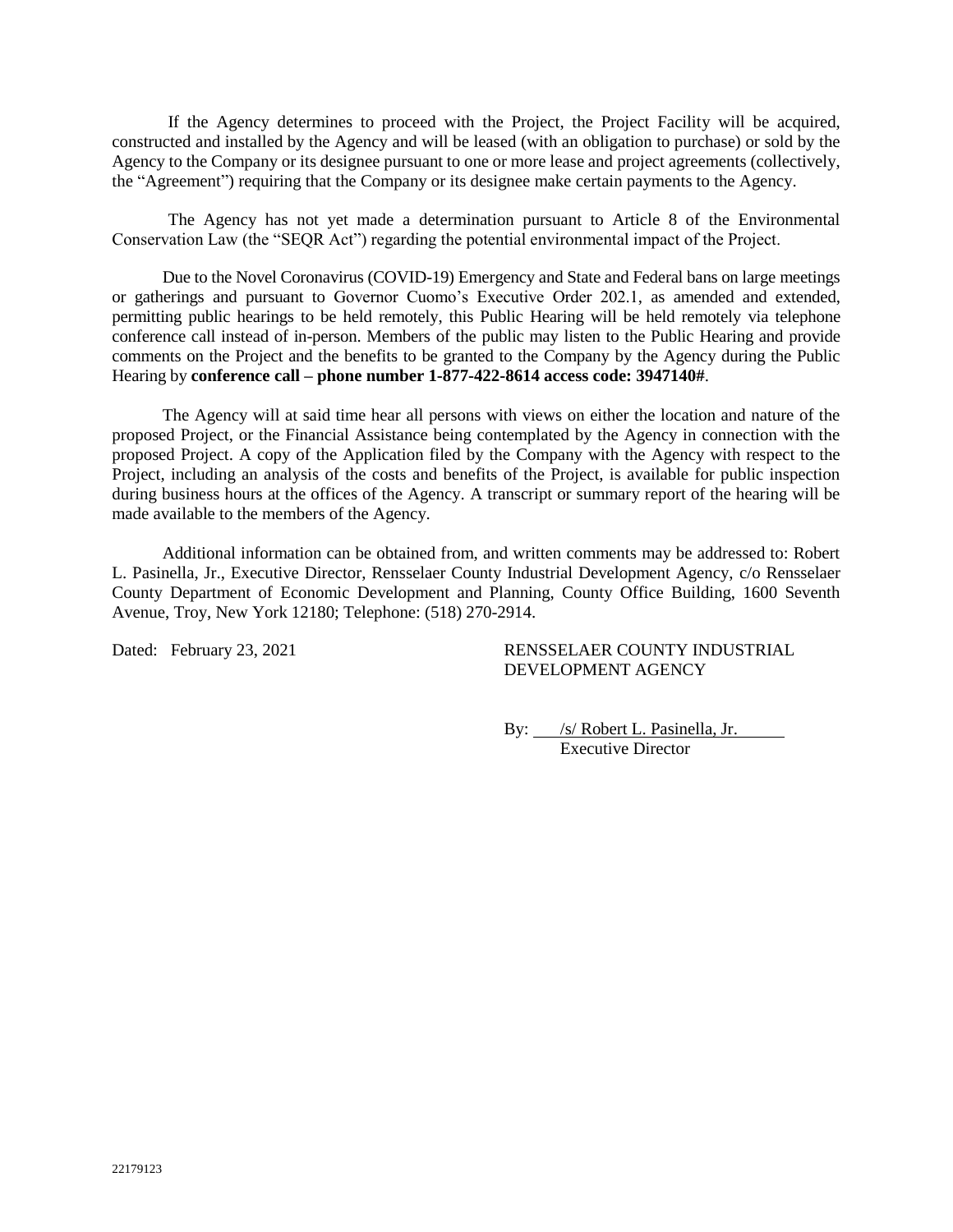If the Agency determines to proceed with the Project, the Project Facility will be acquired, constructed and installed by the Agency and will be leased (with an obligation to purchase) or sold by the Agency to the Company or its designee pursuant to one or more lease and project agreements (collectively, the "Agreement") requiring that the Company or its designee make certain payments to the Agency.

The Agency has not yet made a determination pursuant to Article 8 of the Environmental Conservation Law (the "SEQR Act") regarding the potential environmental impact of the Project.

Due to the Novel Coronavirus (COVID-19) Emergency and State and Federal bans on large meetings or gatherings and pursuant to Governor Cuomo's Executive Order 202.1, as amended and extended, permitting public hearings to be held remotely, this Public Hearing will be held remotely via telephone conference call instead of in-person. Members of the public may listen to the Public Hearing and provide comments on the Project and the benefits to be granted to the Company by the Agency during the Public Hearing by **conference call – phone number 1-877-422-8614 access code: 3947140#**.

The Agency will at said time hear all persons with views on either the location and nature of the proposed Project, or the Financial Assistance being contemplated by the Agency in connection with the proposed Project. A copy of the Application filed by the Company with the Agency with respect to the Project, including an analysis of the costs and benefits of the Project, is available for public inspection during business hours at the offices of the Agency. A transcript or summary report of the hearing will be made available to the members of the Agency.

Additional information can be obtained from, and written comments may be addressed to: Robert L. Pasinella, Jr., Executive Director, Rensselaer County Industrial Development Agency, c/o Rensselaer County Department of Economic Development and Planning, County Office Building, 1600 Seventh Avenue, Troy, New York 12180; Telephone: (518) 270-2914.

Dated: February 23, 2021

RENSSELAER COUNTY INDUSTRIAL DEVELOPMENT AGENCY

By: /s/ Robert L. Pasinella, Jr.
Executive Director

22179123